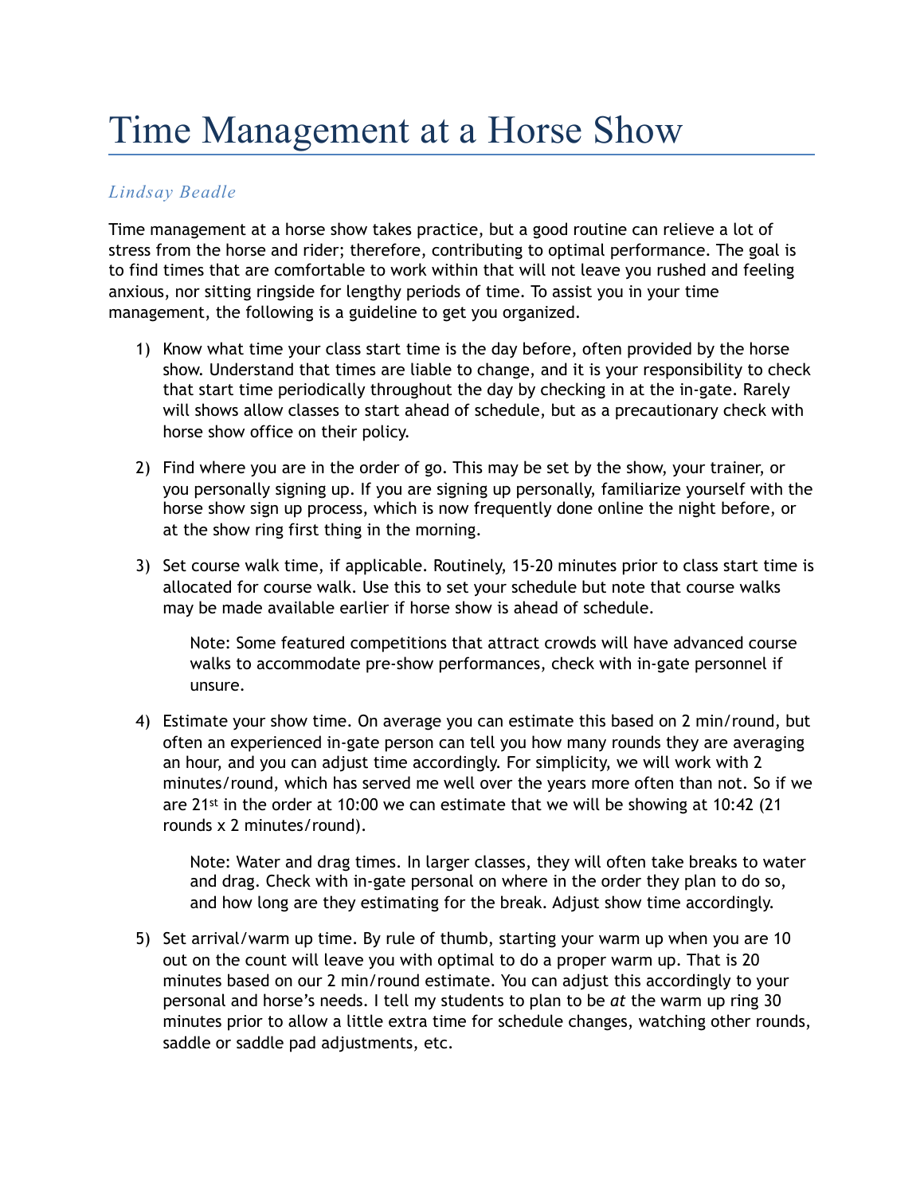# Time Management at a Horse Show

*Lindsay Beadle*

Time management at a horse show takes practice, but a good routine can relieve a lot of stress from the horse and rider; therefore, contributing to optimal performance. The goal is to find times that are comfortable to work within that will not leave you rushed and feeling anxious, nor sitting ringside for lengthy periods of time. To assist you in your time management, the following is a guideline to get you organized.

1) Know what time your class start time is the day before, often provided by the horse show. Understand that times are liable to change, and it is your responsibility to check that start time periodically throughout the day by checking in at the in-gate. Rarely will shows allow classes to start ahead of schedule, but as a precautionary check with horse show office on their policy.

2) Find where you are in the order of go. This may be set by the show, your trainer, or you personally signing up. If you are signing up personally, familiarize yourself with the horse show sign up process, which is now frequently done online the night before, or at the show ring first thing in the morning.

3) Set course walk time, if applicable. Routinely, 15-20 minutes prior to class start time is allocated for course walk. Use this to set your schedule but note that course walks may be made available earlier if horse show is ahead of schedule.

    Note: Some featured competitions that attract crowds will have advanced course walks to accommodate pre-show performances, check with in-gate personnel if unsure.

4) Estimate your show time. On average you can estimate this based on 2 min/round, but often an experienced in-gate person can tell you how many rounds they are averaging an hour, and you can adjust time accordingly. For simplicity, we will work with 2 minutes/round, which has served me well over the years more often than not. So if we are 21st in the order at 10:00 we can estimate that we will be showing at 10:42 (21 rounds x 2 minutes/round).

    Note: Water and drag times. In larger classes, they will often take breaks to water and drag. Check with in-gate personal on where in the order they plan to do so, and how long are they estimating for the break. Adjust show time accordingly.

5) Set arrival/warm up time. By rule of thumb, starting your warm up when you are 10 out on the count will leave you with optimal to do a proper warm up. That is 20 minutes based on our 2 min/round estimate. You can adjust this accordingly to your personal and horse's needs. I tell my students to plan to be *at* the warm up ring 30 minutes prior to allow a little extra time for schedule changes, watching other rounds, saddle or saddle pad adjustments, etc.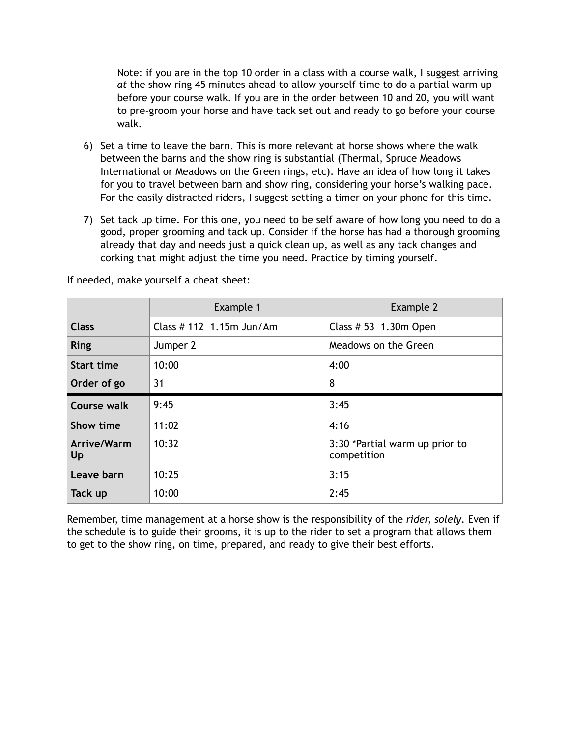Note: if you are in the top 10 order in a class with a course walk, I suggest arriving *at* the show ring 45 minutes ahead to allow yourself time to do a partial warm up before your course walk. If you are in the order between 10 and 20, you will want to pre-groom your horse and have tack set out and ready to go before your course walk.

6) Set a time to leave the barn. This is more relevant at horse shows where the walk between the barns and the show ring is substantial (Thermal, Spruce Meadows International or Meadows on the Green rings, etc). Have an idea of how long it takes for you to travel between barn and show ring, considering your horse's walking pace. For the easily distracted riders, I suggest setting a timer on your phone for this time.

7) Set tack up time. For this one, you need to be self aware of how long you need to do a good, proper grooming and tack up. Consider if the horse has had a thorough grooming already that day and needs just a quick clean up, as well as any tack changes and corking that might adjust the time you need. Practice by timing yourself.

If needed, make yourself a cheat sheet:

| | Example 1 | Example 2 |
|---|---|---|
| **Class** | Class # 112 1.15m Jun/Am | Class # 53 1.30m Open |
| **Ring** | Jumper 2 | Meadows on the Green |
| **Start time** | 10:00 | 4:00 |
| **Order of go** | 31 | 8 |
| **Course walk** | 9:45 | 3:45 |
| **Show time** | 11:02 | 4:16 |
| **Arrive/Warm Up** | 10:32 | 3:30 *Partial warm up prior to competition |
| **Leave barn** | 10:25 | 3:15 |
| **Tack up** | 10:00 | 2:45 |

Remember, time management at a horse show is the responsibility of the *rider, solely*. Even if the schedule is to guide their grooms, it is up to the rider to set a program that allows them to get to the show ring, on time, prepared, and ready to give their best efforts.